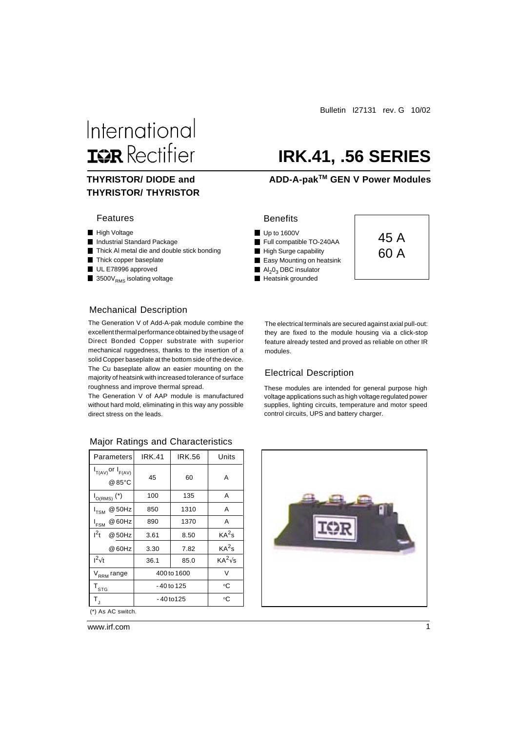Bulletin I27131 rev. G 10/02

International IOR Rectifier

# IRK.41, .56 SERIES

**THYRISTOR/ DIODE and THYRISTOR/ THYRISTOR**

**ADD-A-pak[TM] GEN V Power Modules**

### Features

- High Voltage
- Industrial Standard Package
- Thick Al metal die and double stick bonding
- Thick copper baseplate
- UL E78996 approved
- $3500V_{RMS}$ isolating voltage

### Benefits

- Up to 1600V
- Full compatible TO-240AA
- High Surge capability
- Easy Mounting on heatsink
- $Al_2O_3$ DBC insulator
- Heatsink grounded

45 A
60 A

### Mechanical Description

The Generation V of Add-A-pak module combine the excellent thermal performance obtained by the usage of Direct Bonded Copper substrate with superior mechanical ruggedness, thanks to the insertion of a solid Copper baseplate at the bottom side of the device. The Cu baseplate allow an easier mounting on the majority of heatsink with increased tolerance of surface roughness and improve thermal spread.

The Generation V of AAP module is manufactured without hard mold, eliminating in this way any possible direct stress on the leads.

The electrical terminals are secured against axial pull-out: they are fixed to the module housing via a click-stop feature already tested and proved as reliable on other IR modules.

### Electrical Description

These modules are intended for general purpose high voltage applications such as high voltage regulated power supplies, lighting circuits, temperature and motor speed control circuits, UPS and battery charger.

### Major Ratings and Characteristics

| Parameters | IRK.41 | IRK.56 | Units |
|---|---|---|---|
| $I_{T(AV)}$ or $I_{F(AV)}$ @ 85°C | 45 | 60 | A |
| $I_{O(RMS)}$ (*) | 100 | 135 | A |
| $I_{TSM}$ @ 50Hz | 850 | 1310 | A |
| $I_{FSM}$ @ 60Hz | 890 | 1370 | A |
| $I^2t$ @ 50Hz | 3.61 | 8.50 | $KA^2s$ |
| @ 60Hz | 3.30 | 7.82 | $KA^2s$ |
| $I^2\sqrt{t}$ | 36.1 | 85.0 | $KA^2\sqrt{s}$ |
| $V_{RRM}$ range | 400 to 1600 | | V |
| $T_{STG}$ | - 40 to 125 | | °C |
| $T_J$ | - 40 to125 | | °C |

(*) As AC switch.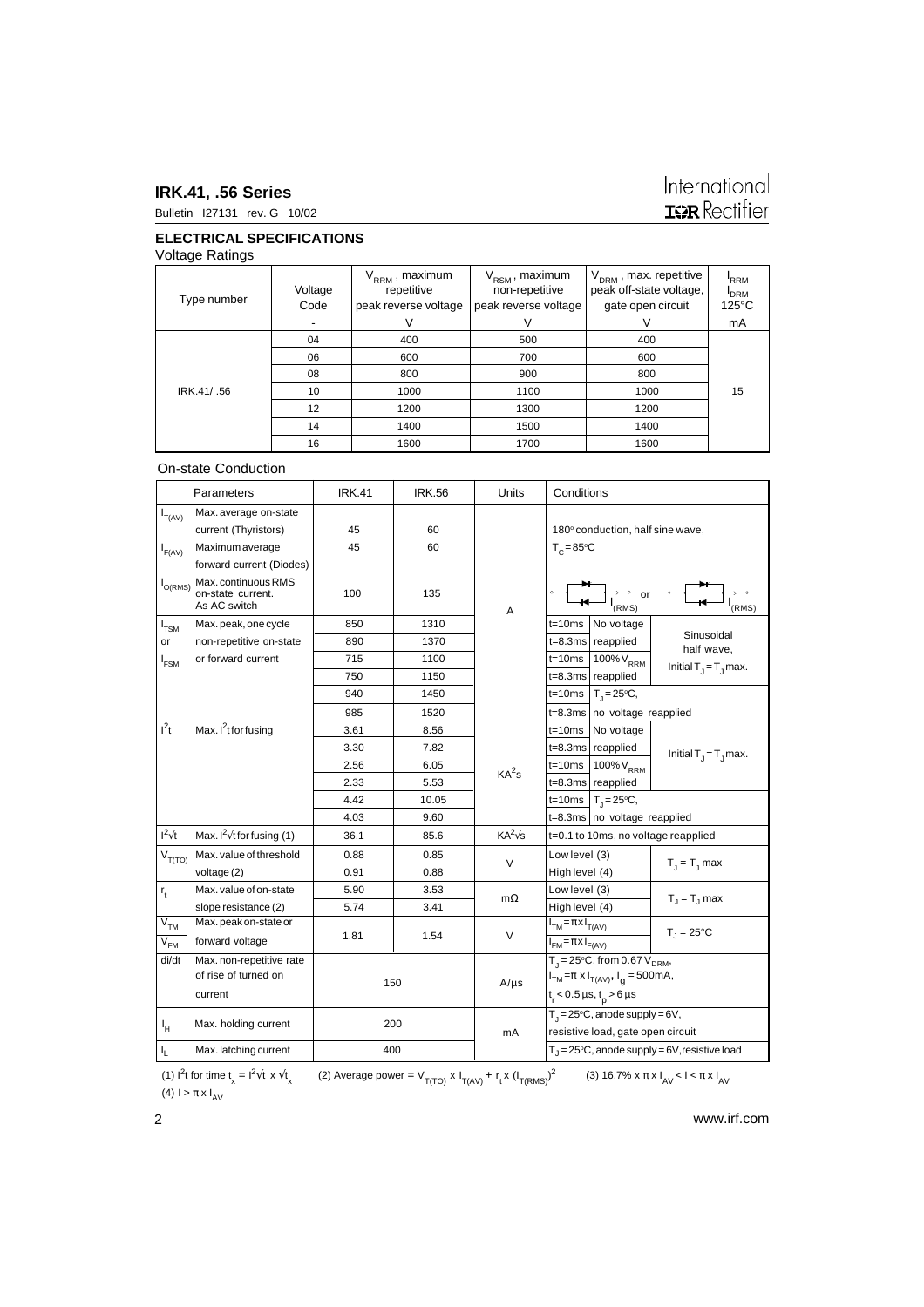## ELECTRICAL SPECIFICATIONS

### Voltage Ratings

| Type number | Voltage Code | $V_{RRM}$, maximum repetitive peak reverse voltage | $V_{RSM}$, maximum non-repetitive peak reverse voltage | $V_{DRM}$, max. repetitive peak off-state voltage, gate open circuit | $I_{RRM}$ $I_{DRM}$ 125°C |
|---|---|---|---|---|---|
| | - | V | V | V | mA |
| IRK.41/ .56 | 04 | 400 | 500 | 400 | 15 |
| | 06 | 600 | 700 | 600 | |
| | 08 | 800 | 900 | 800 | |
| | 10 | 1000 | 1100 | 1000 | |
| | 12 | 1200 | 1300 | 1200 | |
| | 14 | 1400 | 1500 | 1400 | |
| | 16 | 1600 | 1700 | 1600 | |

### On-state Conduction

| | Parameters | IRK.41 | IRK.56 | Units | Conditions | | |
|---|---|---|---|---|---|---|---|
| $I_{T(AV)}$ | Max. average on-state current (Thyristors) | 45 | 60 | A | 180° conduction, half sine wave, $T_C = 85°C$ | | |
| $I_{F(AV)}$ | Maximum average forward current (Diodes) | 45 | 60 | | | | |
| $I_{O(RMS)}$ | Max. continuous RMS on-state current. As AC switch | 100 | 135 | | $I_{(RMS)}$ or $I_{(RMS)}$ | | |
| $I_{TSM}$ or $I_{FSM}$ | Max. peak, one cycle non-repetitive on-state or forward current | 850 | 1310 | | t=10ms | No voltage reapplied | Sinusoidal half wave, Initial $T_J = T_J$ max. |
| | | 890 | 1370 | | t=8.3ms | | |
| | | 715 | 1100 | | t=10ms | 100% $V_{RRM}$ reapplied | |
| | | 750 | 1150 | | t=8.3ms | | |
| | | 940 | 1450 | | t=10ms | $T_J = 25°C$, no voltage reapplied | |
| | | 985 | 1520 | | t=8.3ms | | |
| $I^2t$ | Max. $I^2t$ for fusing | 3.61 | 8.56 | $KA^2s$ | t=10ms | No voltage reapplied | Initial $T_J = T_J$ max. |
| | | 3.30 | 7.82 | | t=8.3ms | | |
| | | 2.56 | 6.05 | | t=10ms | 100% $V_{RRM}$ reapplied | |
| | | 2.33 | 5.53 | | t=8.3ms | | |
| | | 4.42 | 10.05 | | t=10ms | $T_J = 25°C$, no voltage reapplied | |
| | | 4.03 | 9.60 | | t=8.3ms | | |
| $I^2\sqrt{t}$ | Max. $I^2\sqrt{t}$ for fusing (1) | 36.1 | 85.6 | $KA^2\sqrt{s}$ | t=0.1 to 10ms, no voltage reapplied | | |
| $V_{T(TO)}$ | Max. value of threshold voltage (2) | 0.88 | 0.85 | V | Low level (3) | $T_J = T_J$ max | |
| | | 0.91 | 0.88 | | High level (4) | | |
| $r_t$ | Max. value of on-state slope resistance (2) | 5.90 | 3.53 | mΩ | Low level (3) | $T_J = T_J$ max | |
| | | 5.74 | 3.41 | | High level (4) | | |
| $V_{TM}$ $V_{FM}$ | Max. peak on-state or forward voltage | 1.81 | 1.54 | V | $I_{TM} = \pi \times I_{T(AV)}$ $I_{FM} = \pi \times I_{F(AV)}$ | $T_J = 25°C$ | |
| di/dt | Max. non-repetitive rate of rise of turned on current | 150 | | A/µs | $T_J = 25°C$, from 0.67 $V_{DRM}$, $I_{TM} = \pi \times I_{T(AV)}$, $I_g = 500mA$, $t_r < 0.5$ µs, $t_p > 6$ µs | | |
| $I_H$ | Max. holding current | 200 | | mA | $T_J = 25°C$, anode supply = 6V, resistive load, gate open circuit | | |
| $I_L$ | Max. latching current | 400 | | | $T_J = 25°C$, anode supply = 6V, resistive load | | |

(1) $I^2t$ for time $t_x = I^2\sqrt{t} \times \sqrt{t_x}$ (2) Average power $= V_{T(TO)} \times I_{T(AV)} + r_t \times (I_{T(RMS)})^2$ (3) $16.7\% \times \pi \times I_{AV} < I < \pi \times I_{AV}$

(4) $I > \pi \times I_{AV}$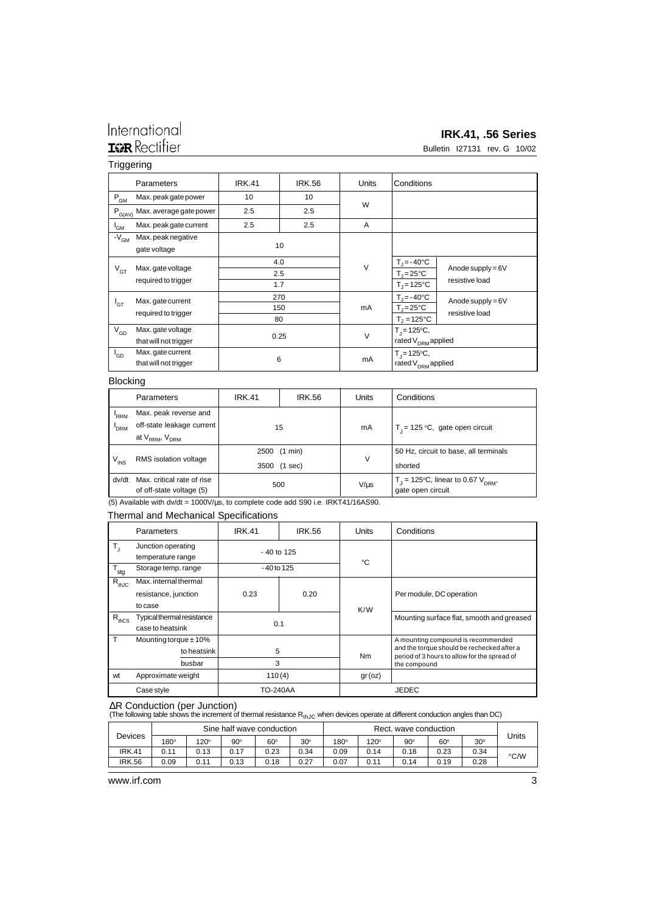## Triggering

| | Parameters | IRK.41 | IRK.56 | Units | Conditions | |
|---|---|---|---|---|---|---|
| $P_{GM}$ | Max. peak gate power | 10 | 10 | W | | |
| $P_{G(AV)}$ | Max. average gate power | 2.5 | 2.5 | | | |
| $I_{GM}$ | Max. peak gate current | 2.5 | 2.5 | A | | |
| $-V_{GM}$ | Max. peak negative gate voltage | 10 | | V | | |
| $V_{GT}$ | Max. gate voltage required to trigger | 4.0 | | | $T_J = -40°C$ | Anode supply = 6V resistive load |
| | | 2.5 | | | $T_J = 25°C$ | |
| | | 1.7 | | | $T_J = 125°C$ | |
| $I_{GT}$ | Max. gate current required to trigger | 270 | | mA | $T_J = -40°C$ | Anode supply = 6V resistive load |
| | | 150 | | | $T_J = 25°C$ | |
| | | 80 | | | $T_J = 125°C$ | |
| $V_{GD}$ | Max. gate voltage that will not trigger | 0.25 | | V | $T_J = 125°C$, rated $V_{DRM}$ applied | |
| $I_{GD}$ | Max. gate current that will not trigger | 6 | | mA | $T_J = 125°C$, rated $V_{DRM}$ applied | |

## Blocking

| | Parameters | IRK.41 | IRK.56 | Units | Conditions |
|---|---|---|---|---|---|
| $I_{RRM}$ $I_{DRM}$ | Max. peak reverse and off-state leakage current at $V_{RRM}$, $V_{DRM}$ | 15 | | mA | $T_J = 125$ °C, gate open circuit |
| $V_{INS}$ | RMS isolation voltage | 2500 (1 min) | | V | 50 Hz, circuit to base, all terminals |
| | | 3500 (1 sec) | | | shorted |
| dv/dt | Max. critical rate of rise of off-state voltage (5) | 500 | | V/µs | $T_J = 125°C$, linear to 0.67 $V_{DRM}$, gate open circuit |

(5) Available with dv/dt = 1000V/µs, to complete code add S90 i.e. IRKT41/16AS90.

## Thermal and Mechanical Specifications

| | Parameters | IRK.41 | IRK.56 | Units | Conditions |
|---|---|---|---|---|---|
| $T_J$ | Junction operating temperature range | - 40 to 125 | | °C | |
| $T_{stg}$ | Storage temp. range | -40 to 125 | | | |
| $R_{thJC}$ | Max. internal thermal resistance, junction to case | 0.23 | 0.20 | K/W | Per module, DC operation |
| $R_{thCS}$ | Typical thermal resistance case to heatsink | 0.1 | | | Mounting surface flat, smooth and greased |
| T | Mounting torque ± 10% to heatsink | 5 | | Nm | A mounting compound is recommended and the torque should be rechecked after a period of 3 hours to allow for the spread of the compound |
| | busbar | 3 | | | |
| wt | Approximate weight | 110 (4) | | gr (oz) | |
| | Case style | TO-240AA | | JEDEC | |

## ΔR Conduction (per Junction)

(The following table shows the increment of thermal resistance $R_{thJC}$ when devices operate at different conduction angles than DC)

| Devices | Sine half wave conduction | | | | | Rect. wave conduction | | | | | Units |
|---|---|---|---|---|---|---|---|---|---|---|---|
| | 180° | 120° | 90° | 60° | 30° | 180° | 120° | 90° | 60° | 30° | |
| IRK.41 | 0.11 | 0.13 | 0.17 | 0.23 | 0.34 | 0.09 | 0.14 | 0.18 | 0.23 | 0.34 | °C/W |
| IRK.56 | 0.09 | 0.11 | 0.13 | 0.18 | 0.27 | 0.07 | 0.11 | 0.14 | 0.19 | 0.28 | |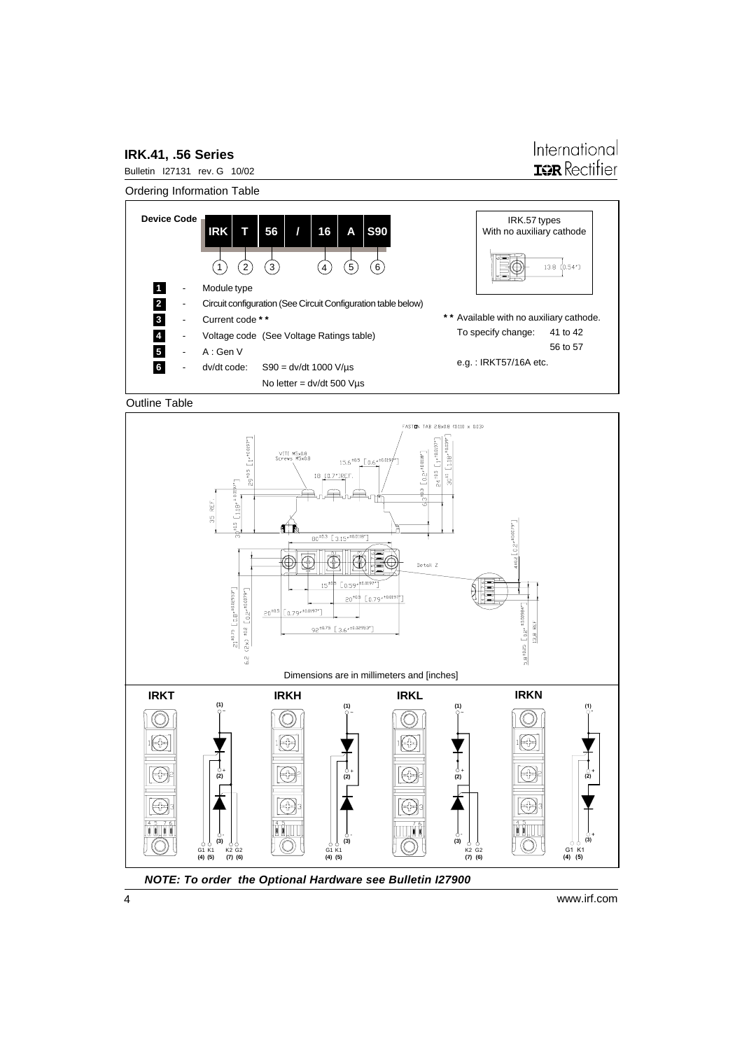## Ordering Information Table

**Device Code**

| IRK | T | 56 | / | 16 | A | S90 |
|---|---|---|---|---|---|---|
| 1 | 2 | 3 | | 4 | 5 | 6 |

1 - Module type

2 - Circuit configuration (See Circuit Configuration table below)

3 - Current code **

4 - Voltage code (See Voltage Ratings table)

5 - A : Gen V

6 - dv/dt code: S90 = dv/dt 1000 V/µs

No letter = dv/dt 500 Vµs

IRK.57 types
With no auxiliary cathode

13.8 [0.54"]

** Available with no auxiliary cathode.

To specify change: 41 to 42, 56 to 57

e.g. : IRKT57/16A etc.

## Outline Table

Dimensions are in millimeters and [inches]

IRKT — IRKH — IRKL — IRKN

***NOTE: To order the Optional Hardware see Bulletin I27900***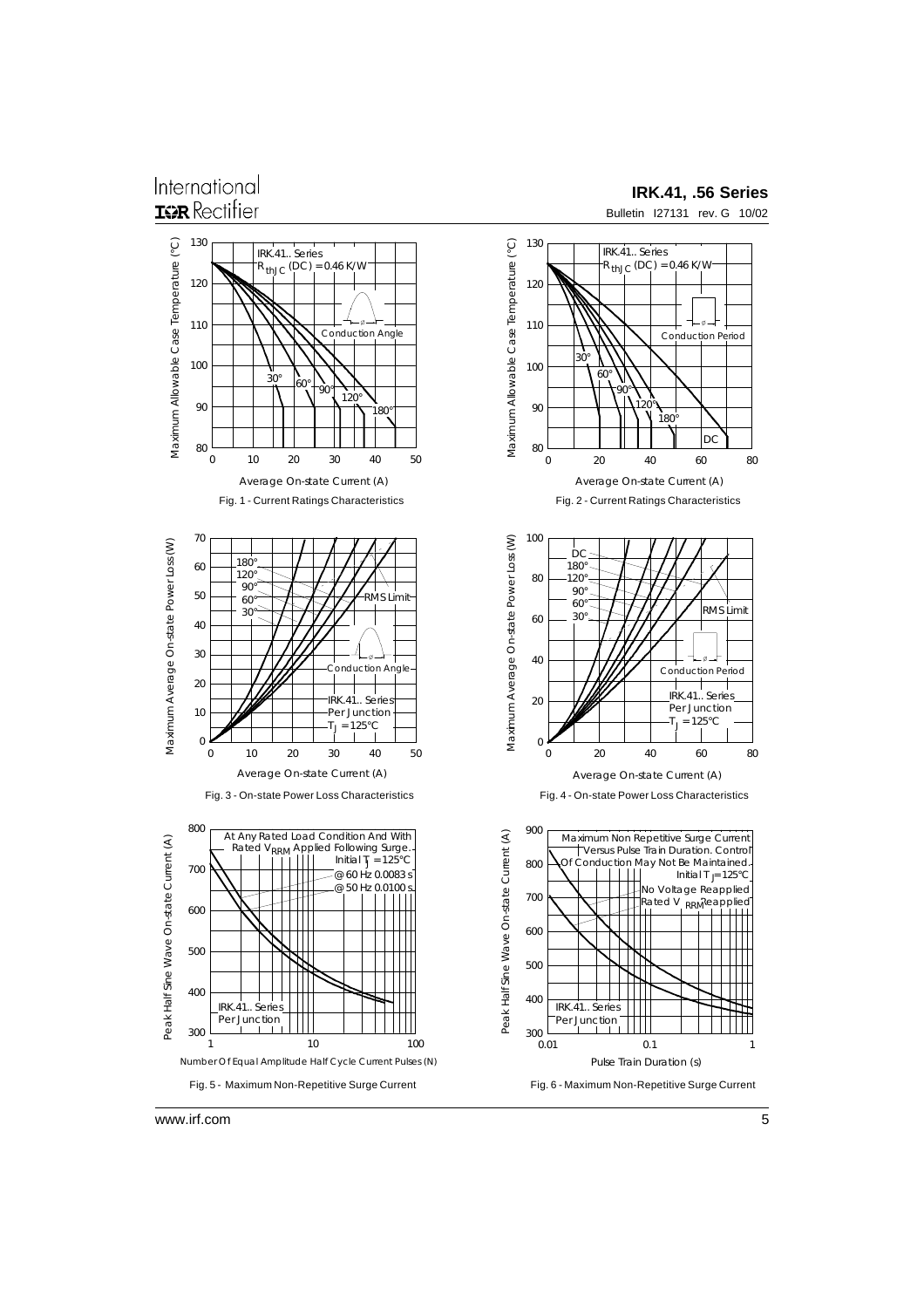Fig. 1 - Current Ratings Characteristics

Fig. 2 - Current Ratings Characteristics

Fig. 3 - On-state Power Loss Characteristics

Fig. 4 - On-state Power Loss Characteristics

Fig. 5 - Maximum Non-Repetitive Surge Current

Fig. 6 - Maximum Non-Repetitive Surge Current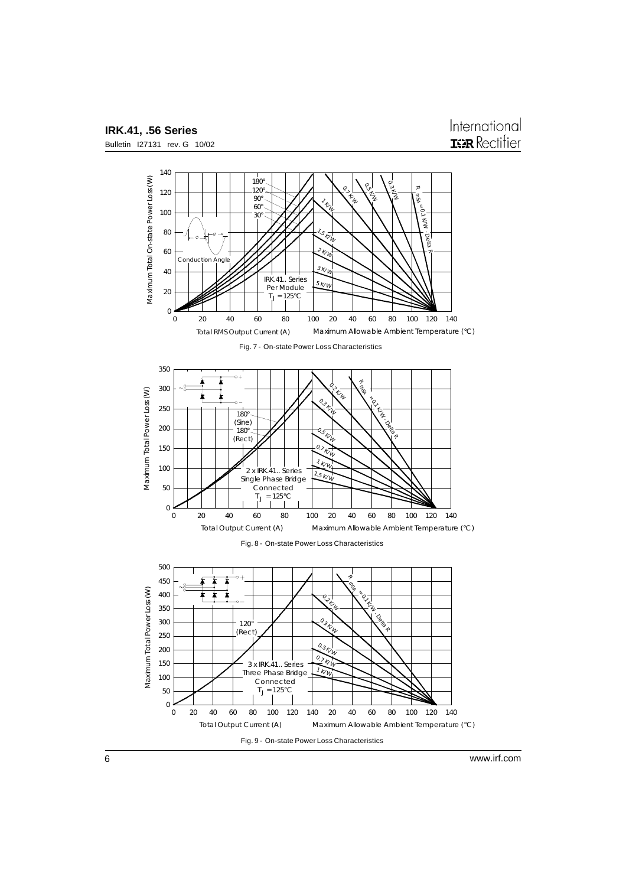Fig. 7 - On-state Power Loss Characteristics

Fig. 8 - On-state Power Loss Characteristics

Fig. 9 - On-state Power Loss Characteristics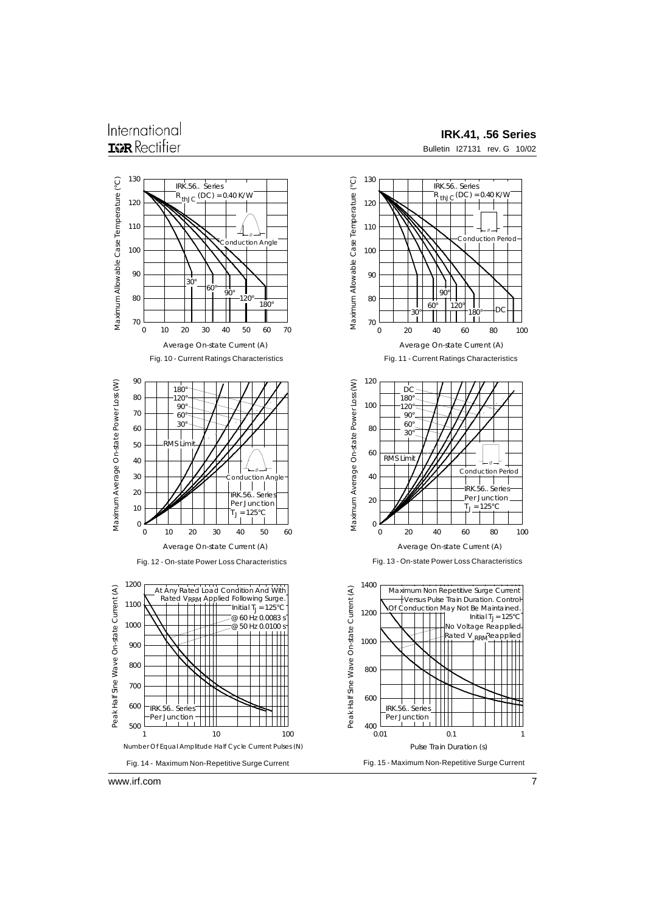IRK.56.. Series
$R_{thJC}$ (DC) = 0.40 K/W

Conduction Angle

30° 60° 90° 120° 180°

Maximum Allowable Case Temperature (°C)

Average On-state Current (A)

Fig. 10 - Current Ratings Characteristics

IRK.56.. Series
$R_{thJC}$ (DC) = 0.40 K/W

Conduction Period

30° 60° 90° 120° 180° DC

Maximum Allowable Case Temperature (°C)

Average On-state Current (A)

Fig. 11 - Current Ratings Characteristics

180°
120°
90°
60°
30°
RMS Limit

Conduction Angle

IRK.56.. Series
Per Junction
$T_J$ = 125°C

Maximum Average On-state Power Loss (W)

Average On-state Current (A)

Fig. 12 - On-state Power Loss Characteristics

DC
180°
120°
90°
60°
30°
RMS Limit

Conduction Period

IRK.56.. Series
Per Junction
$T_J$ = 125°C

Maximum Average On-state Power Loss (W)

Average On-state Current (A)

Fig. 13 - On-state Power Loss Characteristics

At Any Rated Load Condition And With
Rated $V_{RRM}$ Applied Following Surge.
Initial $T_J$ = 125°C
@ 60 Hz 0.0083 s
@ 50 Hz 0.0100 s

IRK.56.. Series
Per Junction

Peak Half Sine Wave On-state Current (A)

Number Of Equal Amplitude Half Cycle Current Pulses (N)

Fig. 14 - Maximum Non-Repetitive Surge Current

Maximum Non Repetitive Surge Current
Versus Pulse Train Duration. Control
Of Conduction May Not Be Maintained.
Initial $T_J$ = 125°C
No Voltage Reapplied
Rated $V_{RRM}$ Reapplied

IRK.56.. Series
Per Junction

Peak Half Sine Wave On-state Current (A)

Pulse Train Duration (s)

Fig. 15 - Maximum Non-Repetitive Surge Current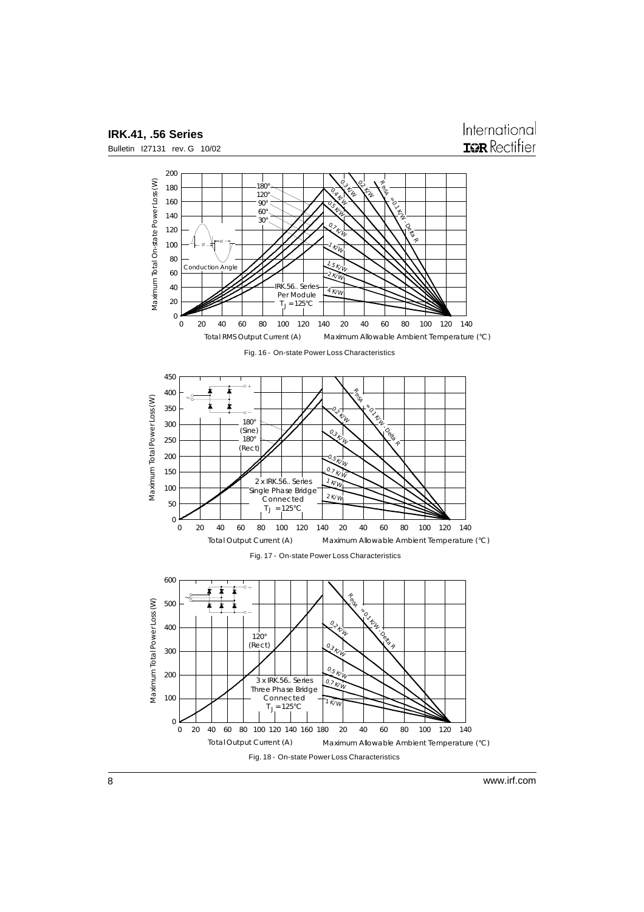Fig. 16 - On-state Power Loss Characteristics

Fig. 17 - On-state Power Loss Characteristics

Fig. 18 - On-state Power Loss Characteristics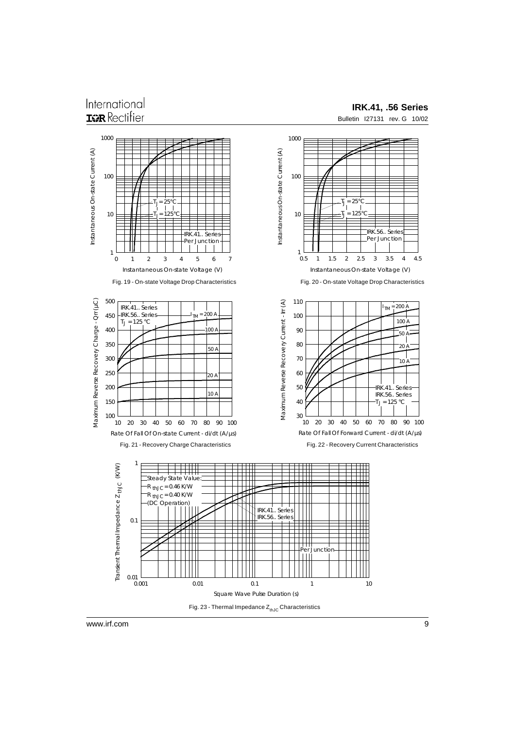Instantaneous On-state Current (A)

Instantaneous On-state Voltage (V)

$T_J = 25°C$

$T_J = 125°C$

IRK.41.. Series
Per Junction

Fig. 19 - On-state Voltage Drop Characteristics

Instantaneous On-state Current (A)

Instantaneous On-state Voltage (V)

$T_J = 25°C$

$T_J = 125°C$

IRK.56.. Series
Per Junction

Fig. 20 - On-state Voltage Drop Characteristics

Maximum Reverse Recovery Charge - Qrr (µC)

Rate Of Fall Of On-state Current - di/dt (A/µs)

IRK.41.. Series
IRK.56.. Series
$T_J = 125\ °C$

$I_{TM} = 200$ A
100 A
50 A
20 A
10 A

Fig. 21 - Recovery Charge Characteristics

Maximum Reverse Recovery Current - Irr (A)

Rate Of Fall Of Forward Current - di/dt (A/µs)

$I_{TM} = 200$ A
100 A
50 A
20 A
10 A

IRK.41.. Series
IRK.56.. Series
$T_J = 125\ °C$

Fig. 22 - Recovery Current Characteristics

Transient Thermal Impedance $Z_{thJC}$ (K/W)

Square Wave Pulse Duration (s)

Steady State Value:
$R_{thJC} = 0.46$ K/W
$R_{thJC} = 0.40$ K/W
(DC Operation)

IRK.41.. Series
IRK.56.. Series

Per Junction

Fig. 23 - Thermal Impedance $Z_{thJC}$ Characteristics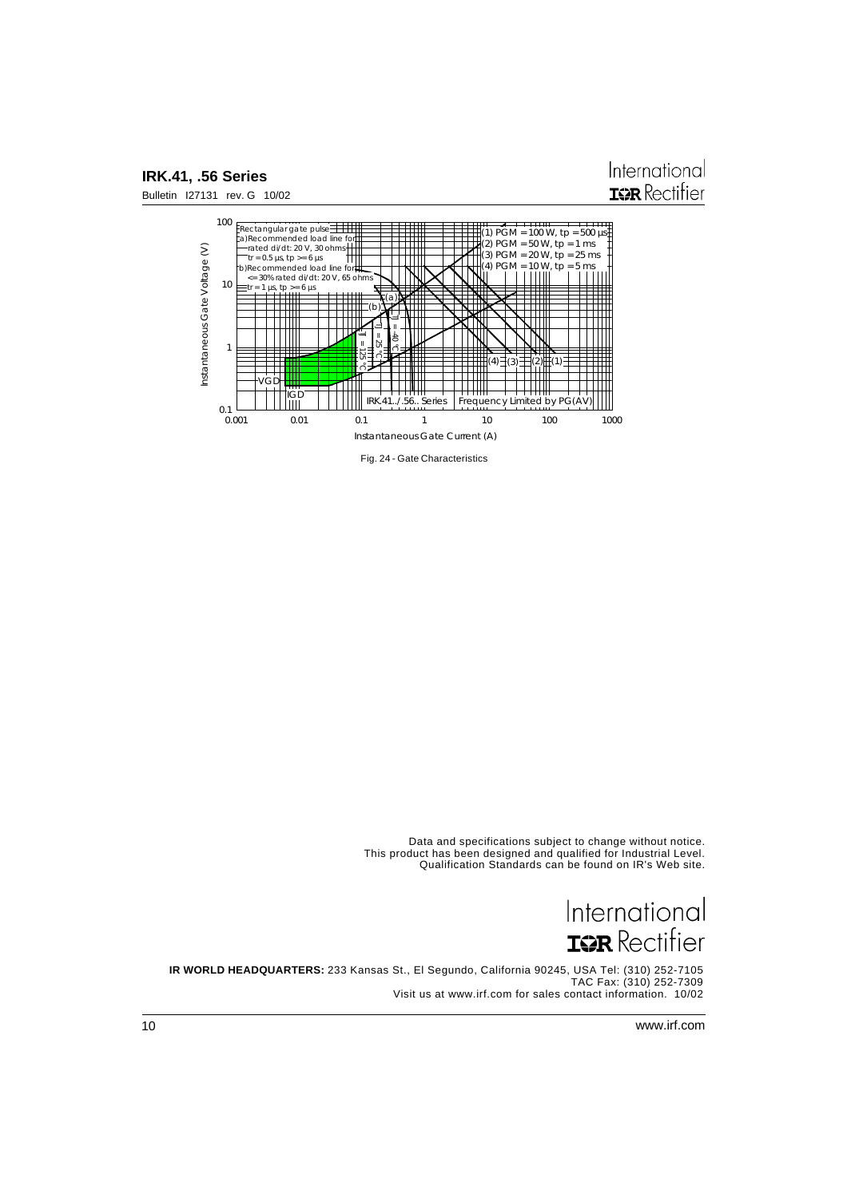100

Rectangular gate pulse
(a)Recommended load line for rated di/dt: 20 V, 30 ohms
tr = 0.5 µs, tp >= 6 µs
(b)Recommended load line for <= 30% rated di/dt: 20 V, 65 ohms
tr = 1 µs, tp >= 6 µs

(1) PGM = 100 W, tp = 500 µs
(2) PGM = 50 W, tp = 1 ms
(3) PGM = 20 W, tp = 25 ms
(4) PGM = 10 W, tp = 5 ms

10

(a)
(b)

Tj = 125 °C
Tj = 25 °C
Tj = -40 °C

1

(4) (3) (2) (1)

VGD
IGD

IRK.41../.56.. Series
Frequency Limited by PG(AV)

0.1

0.001 0.01 0.1 1 10 100 1000

Instantaneous Gate Current (A)

Instantaneous Gate Voltage (V)

Fig. 24 - Gate Characteristics

Data and specifications subject to change without notice.
This product has been designed and qualified for Industrial Level.
Qualification Standards can be found on IR's Web site.

International
IOR Rectifier

**IR WORLD HEADQUARTERS:** 233 Kansas St., El Segundo, California 90245, USA Tel: (310) 252-7105
TAC Fax: (310) 252-7309
Visit us at www.irf.com for sales contact information. 10/02